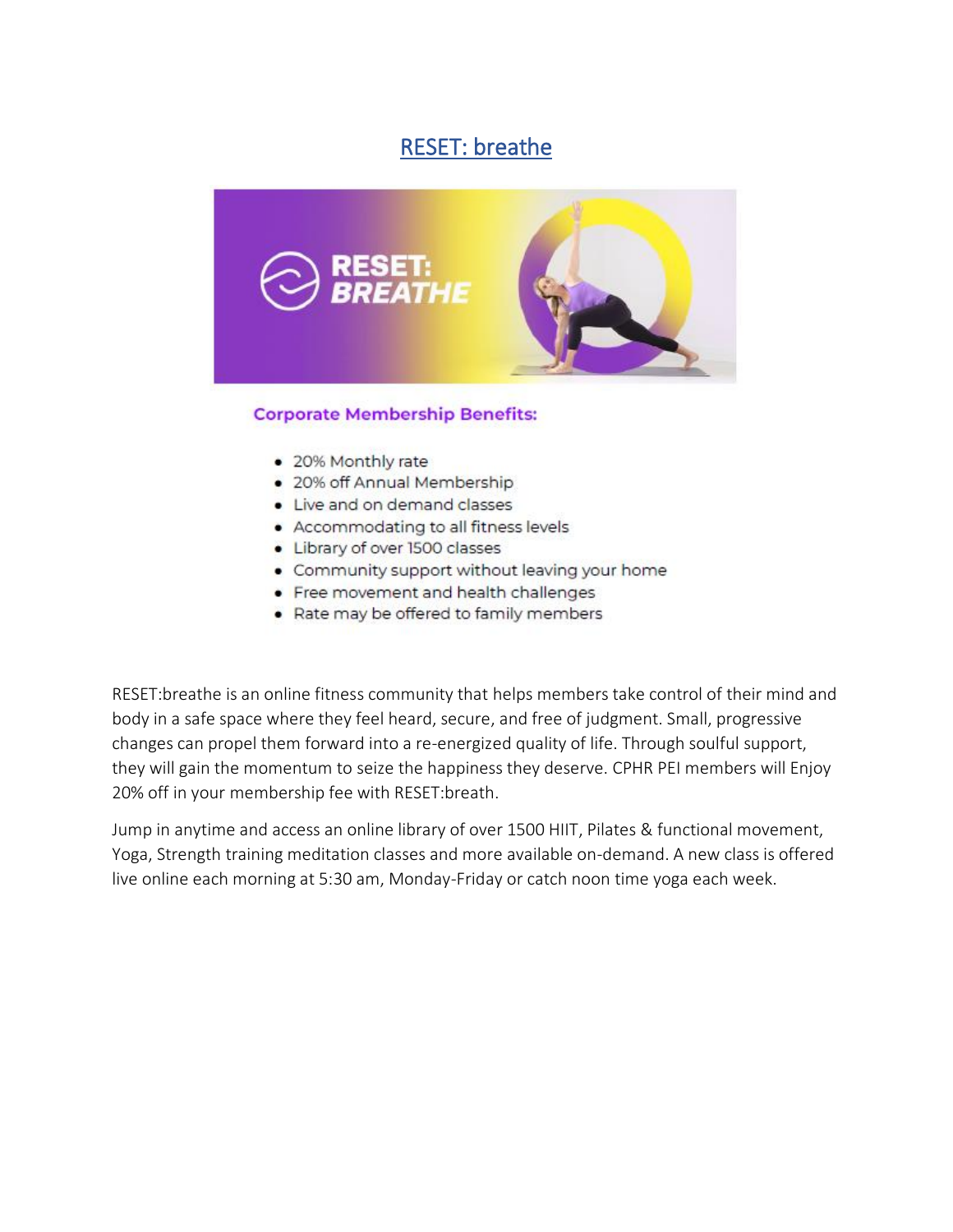# [RESET: breathe]()

**Corporate Membership Benefits:**

- 20% Monthly rate
- 20% off Annual Membership
- Live and on demand classes
- Accommodating to all fitness levels
- Library of over 1500 classes
- Community support without leaving your home
- Free movement and health challenges
- Rate may be offered to family members

RESET:breathe is an online fitness community that helps members take control of their mind and body in a safe space where they feel heard, secure, and free of judgment. Small, progressive changes can propel them forward into a re-energized quality of life. Through soulful support, they will gain the momentum to seize the happiness they deserve. CPHR PEI members will Enjoy 20% off in your membership fee with RESET:breath.

Jump in anytime and access an online library of over 1500 HIIT, Pilates & functional movement, Yoga, Strength training meditation classes and more available on-demand. A new class is offered live online each morning at 5:30 am, Monday-Friday or catch noon time yoga each week.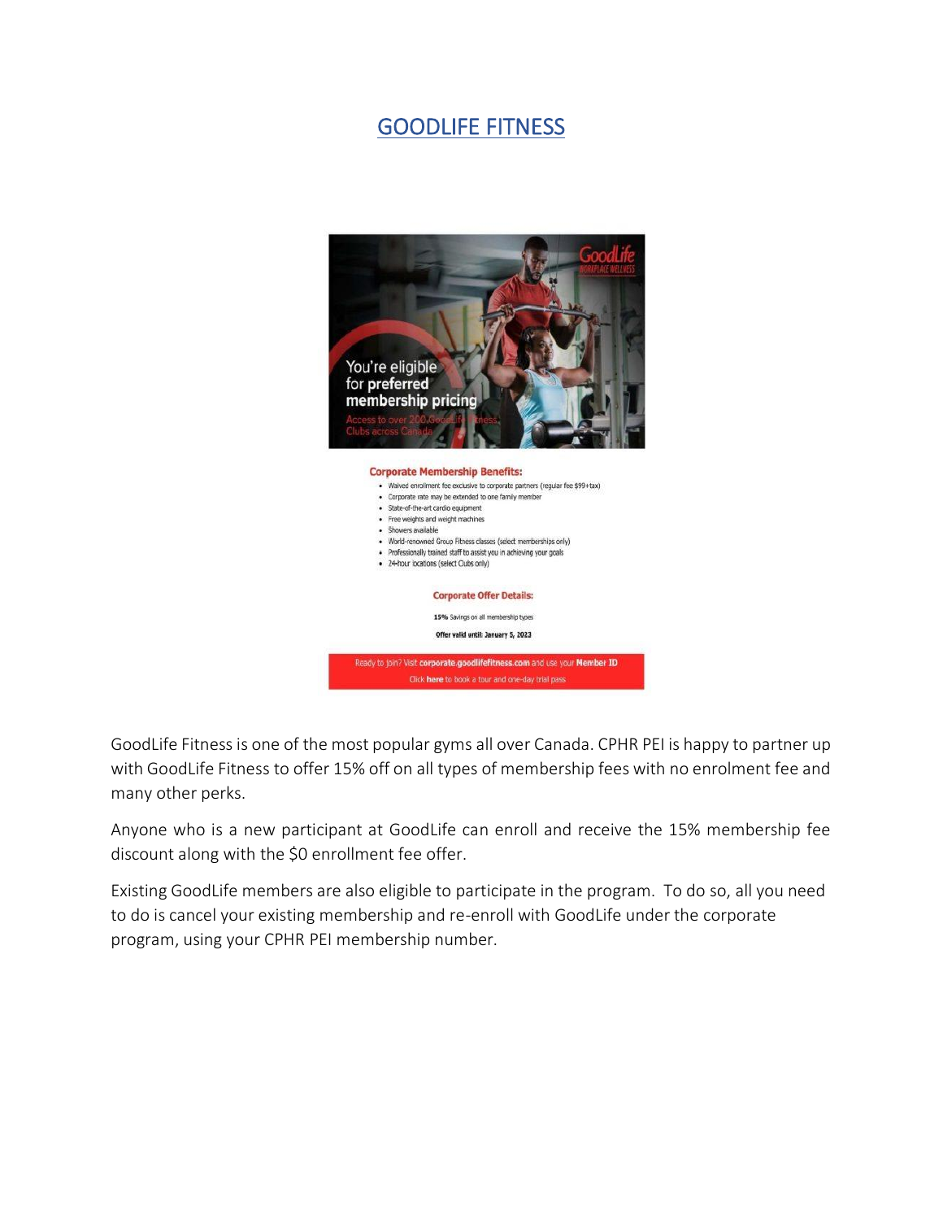# GOODLIFE FITNESS

You're eligible for **preferred membership pricing**

Access to over 200 GoodLife Fitness Clubs across Canada

**Corporate Membership Benefits:**

- Waived enrollment fee exclusive to corporate partners (regular fee $99+tax)
- Corporate rate may be extended to one family member
- State-of-the-art cardio equipment
- Free weights and weight machines
- Showers available
- World-renowned Group Fitness classes (select memberships only)
- Professionally trained staff to assist you in achieving your goals
- 24-hour locations (select Clubs only)

**Corporate Offer Details:**

**15%** Savings on all membership types

**Offer valid until: January 5, 2023**

Ready to join? Visit **corporate.goodlifefitness.com** and use your **Member ID**

Click **here** to book a tour and one-day trial pass

GoodLife Fitness is one of the most popular gyms all over Canada. CPHR PEI is happy to partner up with GoodLife Fitness to offer 15% off on all types of membership fees with no enrolment fee and many other perks.

Anyone who is a new participant at GoodLife can enroll and receive the 15% membership fee discount along with the $0 enrollment fee offer.

Existing GoodLife members are also eligible to participate in the program. To do so, all you need to do is cancel your existing membership and re-enroll with GoodLife under the corporate program, using your CPHR PEI membership number.